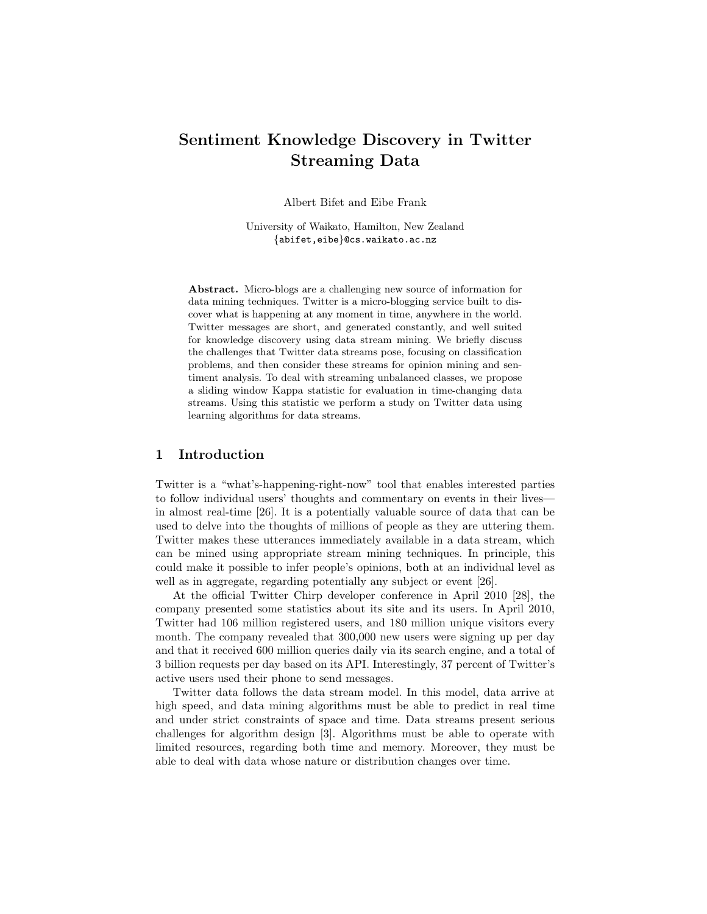# Sentiment Knowledge Discovery in Twitter Streaming Data

Albert Bifet and Eibe Frank

University of Waikato, Hamilton, New Zealand
{abifet,eibe}@cs.waikato.ac.nz

**Abstract.** Micro-blogs are a challenging new source of information for data mining techniques. Twitter is a micro-blogging service built to discover what is happening at any moment in time, anywhere in the world. Twitter messages are short, and generated constantly, and well suited for knowledge discovery using data stream mining. We briefly discuss the challenges that Twitter data streams pose, focusing on classification problems, and then consider these streams for opinion mining and sentiment analysis. To deal with streaming unbalanced classes, we propose a sliding window Kappa statistic for evaluation in time-changing data streams. Using this statistic we perform a study on Twitter data using learning algorithms for data streams.

## 1 Introduction

Twitter is a "what's-happening-right-now" tool that enables interested parties to follow individual users' thoughts and commentary on events in their lives—in almost real-time [26]. It is a potentially valuable source of data that can be used to delve into the thoughts of millions of people as they are uttering them. Twitter makes these utterances immediately available in a data stream, which can be mined using appropriate stream mining techniques. In principle, this could make it possible to infer people's opinions, both at an individual level as well as in aggregate, regarding potentially any subject or event [26].

At the official Twitter Chirp developer conference in April 2010 [28], the company presented some statistics about its site and its users. In April 2010, Twitter had 106 million registered users, and 180 million unique visitors every month. The company revealed that 300,000 new users were signing up per day and that it received 600 million queries daily via its search engine, and a total of 3 billion requests per day based on its API. Interestingly, 37 percent of Twitter's active users used their phone to send messages.

Twitter data follows the data stream model. In this model, data arrive at high speed, and data mining algorithms must be able to predict in real time and under strict constraints of space and time. Data streams present serious challenges for algorithm design [3]. Algorithms must be able to operate with limited resources, regarding both time and memory. Moreover, they must be able to deal with data whose nature or distribution changes over time.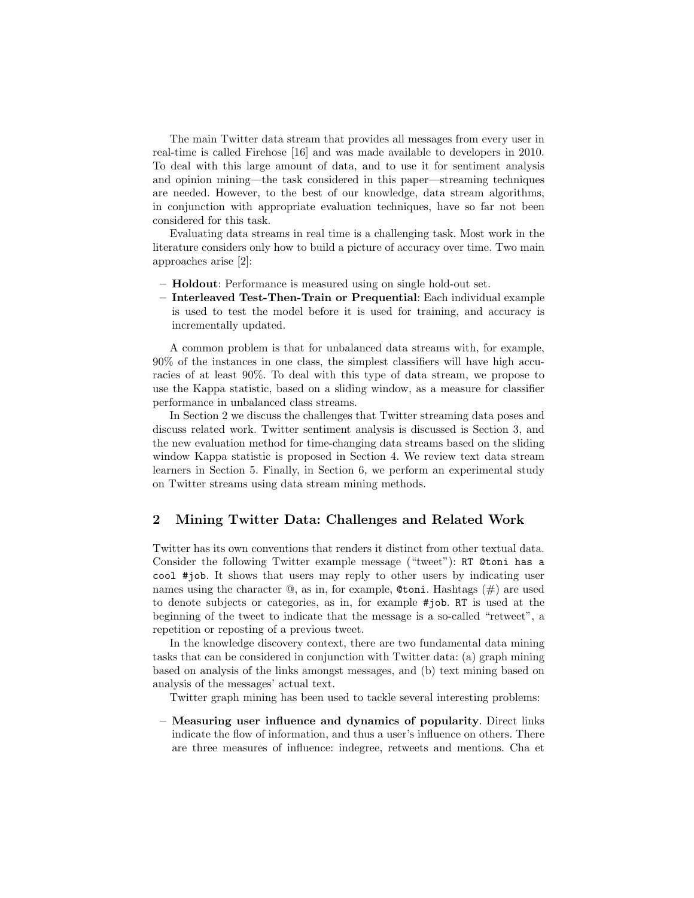The main Twitter data stream that provides all messages from every user in real-time is called Firehose [16] and was made available to developers in 2010. To deal with this large amount of data, and to use it for sentiment analysis and opinion mining—the task considered in this paper—streaming techniques are needed. However, to the best of our knowledge, data stream algorithms, in conjunction with appropriate evaluation techniques, have so far not been considered for this task.

Evaluating data streams in real time is a challenging task. Most work in the literature considers only how to build a picture of accuracy over time. Two main approaches arise [2]:

- **Holdout**: Performance is measured using on single hold-out set.
- **Interleaved Test-Then-Train or Prequential**: Each individual example is used to test the model before it is used for training, and accuracy is incrementally updated.

A common problem is that for unbalanced data streams with, for example, 90% of the instances in one class, the simplest classifiers will have high accuracies of at least 90%. To deal with this type of data stream, we propose to use the Kappa statistic, based on a sliding window, as a measure for classifier performance in unbalanced class streams.

In Section 2 we discuss the challenges that Twitter streaming data poses and discuss related work. Twitter sentiment analysis is discussed is Section 3, and the new evaluation method for time-changing data streams based on the sliding window Kappa statistic is proposed in Section 4. We review text data stream learners in Section 5. Finally, in Section 6, we perform an experimental study on Twitter streams using data stream mining methods.

## 2 Mining Twitter Data: Challenges and Related Work

Twitter has its own conventions that renders it distinct from other textual data. Consider the following Twitter example message ("tweet"): `RT @toni has a cool #job`. It shows that users may reply to other users by indicating user names using the character @, as in, for example, `@toni`. Hashtags (#) are used to denote subjects or categories, as in, for example `#job`. `RT` is used at the beginning of the tweet to indicate that the message is a so-called "retweet", a repetition or reposting of a previous tweet.

In the knowledge discovery context, there are two fundamental data mining tasks that can be considered in conjunction with Twitter data: (a) graph mining based on analysis of the links amongst messages, and (b) text mining based on analysis of the messages' actual text.

Twitter graph mining has been used to tackle several interesting problems:

- **Measuring user influence and dynamics of popularity**. Direct links indicate the flow of information, and thus a user's influence on others. There are three measures of influence: indegree, retweets and mentions. Cha et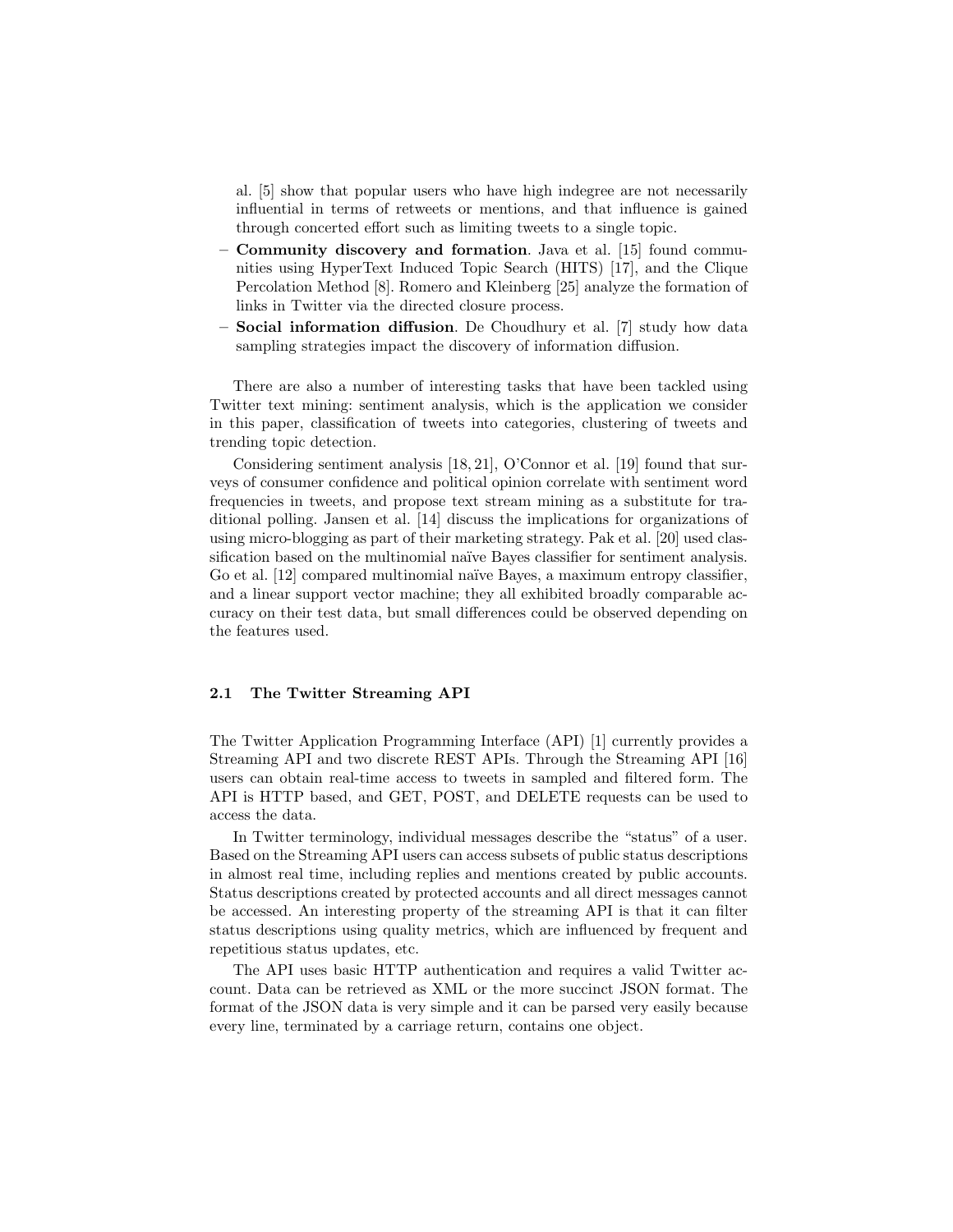al. [5] show that popular users who have high indegree are not necessarily influential in terms of retweets or mentions, and that influence is gained through concerted effort such as limiting tweets to a single topic.

- **Community discovery and formation**. Java et al. [15] found communities using HyperText Induced Topic Search (HITS) [17], and the Clique Percolation Method [8]. Romero and Kleinberg [25] analyze the formation of links in Twitter via the directed closure process.
- **Social information diffusion**. De Choudhury et al. [7] study how data sampling strategies impact the discovery of information diffusion.

There are also a number of interesting tasks that have been tackled using Twitter text mining: sentiment analysis, which is the application we consider in this paper, classification of tweets into categories, clustering of tweets and trending topic detection.

Considering sentiment analysis [18, 21], O'Connor et al. [19] found that surveys of consumer confidence and political opinion correlate with sentiment word frequencies in tweets, and propose text stream mining as a substitute for traditional polling. Jansen et al. [14] discuss the implications for organizations of using micro-blogging as part of their marketing strategy. Pak et al. [20] used classification based on the multinomial naïve Bayes classifier for sentiment analysis. Go et al. [12] compared multinomial naïve Bayes, a maximum entropy classifier, and a linear support vector machine; they all exhibited broadly comparable accuracy on their test data, but small differences could be observed depending on the features used.

### 2.1 The Twitter Streaming API

The Twitter Application Programming Interface (API) [1] currently provides a Streaming API and two discrete REST APIs. Through the Streaming API [16] users can obtain real-time access to tweets in sampled and filtered form. The API is HTTP based, and GET, POST, and DELETE requests can be used to access the data.

In Twitter terminology, individual messages describe the "status" of a user. Based on the Streaming API users can access subsets of public status descriptions in almost real time, including replies and mentions created by public accounts. Status descriptions created by protected accounts and all direct messages cannot be accessed. An interesting property of the streaming API is that it can filter status descriptions using quality metrics, which are influenced by frequent and repetitious status updates, etc.

The API uses basic HTTP authentication and requires a valid Twitter account. Data can be retrieved as XML or the more succinct JSON format. The format of the JSON data is very simple and it can be parsed very easily because every line, terminated by a carriage return, contains one object.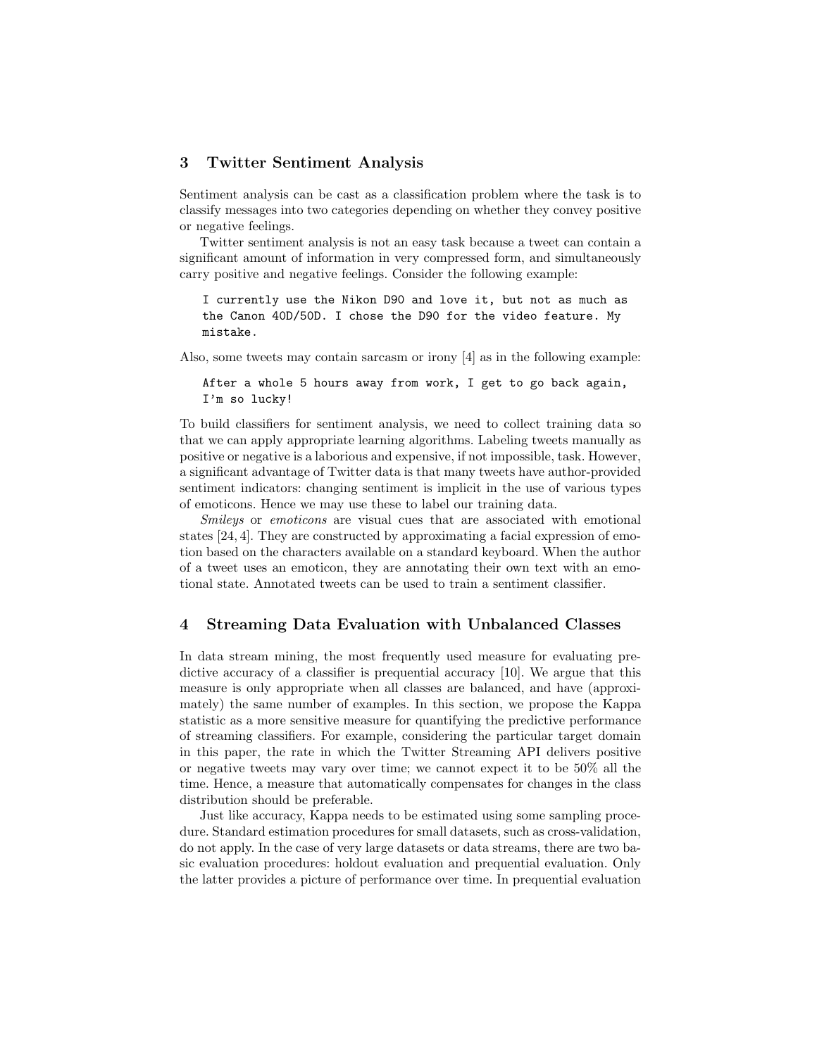## 3 Twitter Sentiment Analysis

Sentiment analysis can be cast as a classification problem where the task is to classify messages into two categories depending on whether they convey positive or negative feelings.

Twitter sentiment analysis is not an easy task because a tweet can contain a significant amount of information in very compressed form, and simultaneously carry positive and negative feelings. Consider the following example:

```
I currently use the Nikon D90 and love it, but not as much as
the Canon 40D/50D. I chose the D90 for the video feature. My
mistake.
```

Also, some tweets may contain sarcasm or irony [4] as in the following example:

```
After a whole 5 hours away from work, I get to go back again,
I'm so lucky!
```

To build classifiers for sentiment analysis, we need to collect training data so that we can apply appropriate learning algorithms. Labeling tweets manually as positive or negative is a laborious and expensive, if not impossible, task. However, a significant advantage of Twitter data is that many tweets have author-provided sentiment indicators: changing sentiment is implicit in the use of various types of emoticons. Hence we may use these to label our training data.

*Smileys* or *emoticons* are visual cues that are associated with emotional states [24, 4]. They are constructed by approximating a facial expression of emotion based on the characters available on a standard keyboard. When the author of a tweet uses an emoticon, they are annotating their own text with an emotional state. Annotated tweets can be used to train a sentiment classifier.

## 4 Streaming Data Evaluation with Unbalanced Classes

In data stream mining, the most frequently used measure for evaluating predictive accuracy of a classifier is prequential accuracy [10]. We argue that this measure is only appropriate when all classes are balanced, and have (approximately) the same number of examples. In this section, we propose the Kappa statistic as a more sensitive measure for quantifying the predictive performance of streaming classifiers. For example, considering the particular target domain in this paper, the rate in which the Twitter Streaming API delivers positive or negative tweets may vary over time; we cannot expect it to be 50% all the time. Hence, a measure that automatically compensates for changes in the class distribution should be preferable.

Just like accuracy, Kappa needs to be estimated using some sampling procedure. Standard estimation procedures for small datasets, such as cross-validation, do not apply. In the case of very large datasets or data streams, there are two basic evaluation procedures: holdout evaluation and prequential evaluation. Only the latter provides a picture of performance over time. In prequential evaluation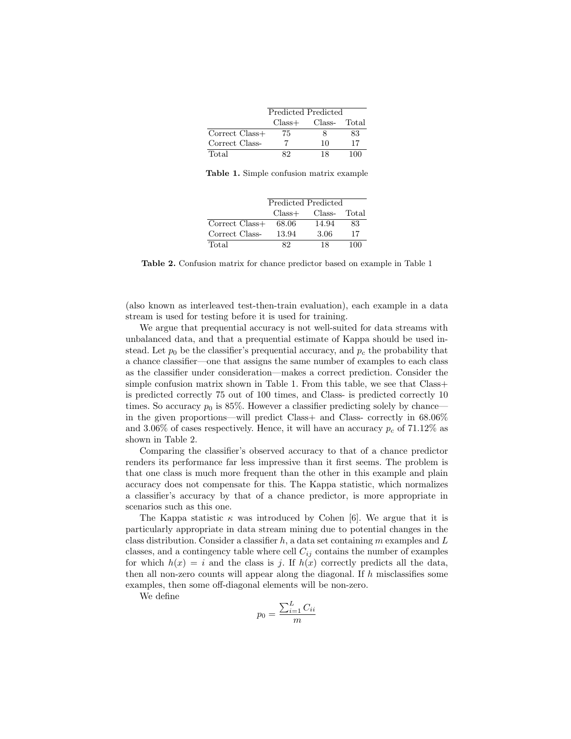| | Predicted Class+ | Predicted Class- | Total |
|---|---|---|---|
| Correct Class+ | 75 | 8 | 83 |
| Correct Class- | 7 | 10 | 17 |
| Total | 82 | 18 | 100 |

**Table 1.** Simple confusion matrix example

| | Predicted Class+ | Predicted Class- | Total |
|---|---|---|---|
| Correct Class+ | 68.06 | 14.94 | 83 |
| Correct Class- | 13.94 | 3.06 | 17 |
| Total | 82 | 18 | 100 |

**Table 2.** Confusion matrix for chance predictor based on example in Table 1

(also known as interleaved test-then-train evaluation), each example in a data stream is used for testing before it is used for training.

We argue that prequential accuracy is not well-suited for data streams with unbalanced data, and that a prequential estimate of Kappa should be used instead. Let $p_0$ be the classifier's prequential accuracy, and $p_c$ the probability that a chance classifier—one that assigns the same number of examples to each class as the classifier under consideration—makes a correct prediction. Consider the simple confusion matrix shown in Table 1. From this table, we see that Class+ is predicted correctly 75 out of 100 times, and Class- is predicted correctly 10 times. So accuracy $p_0$ is 85%. However a classifier predicting solely by chance—in the given proportions—will predict Class+ and Class- correctly in 68.06% and 3.06% of cases respectively. Hence, it will have an accuracy $p_c$ of 71.12% as shown in Table 2.

Comparing the classifier's observed accuracy to that of a chance predictor renders its performance far less impressive than it first seems. The problem is that one class is much more frequent than the other in this example and plain accuracy does not compensate for this. The Kappa statistic, which normalizes a classifier's accuracy by that of a chance predictor, is more appropriate in scenarios such as this one.

The Kappa statistic $\kappa$ was introduced by Cohen [6]. We argue that it is particularly appropriate in data stream mining due to potential changes in the class distribution. Consider a classifier $h$, a data set containing $m$ examples and $L$ classes, and a contingency table where cell $C_{ij}$ contains the number of examples for which $h(x) = i$ and the class is $j$. If $h(x)$ correctly predicts all the data, then all non-zero counts will appear along the diagonal. If $h$ misclassifies some examples, then some off-diagonal elements will be non-zero.

We define

$$p_0 = \frac{\sum_{i=1}^{L} C_{ii}}{m}$$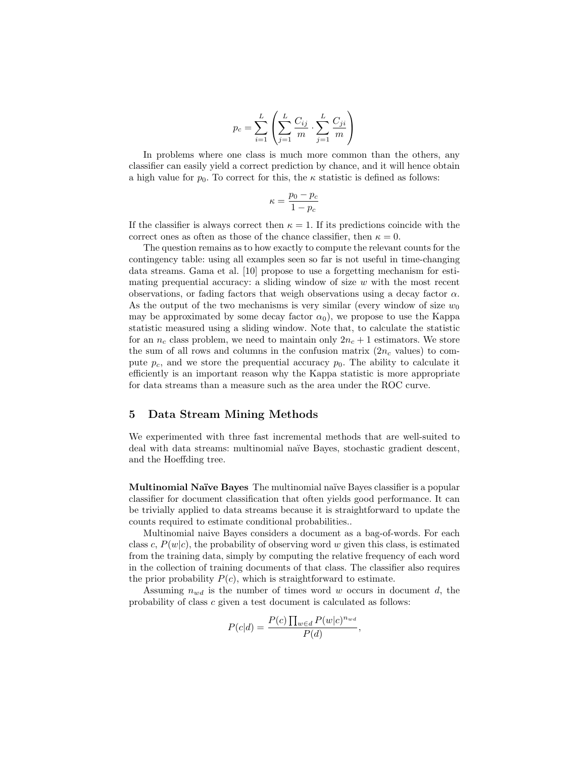$$p_c = \sum_{i=1}^{L} \left( \sum_{j=1}^{L} \frac{C_{ij}}{m} \cdot \sum_{j=1}^{L} \frac{C_{ji}}{m} \right)$$

In problems where one class is much more common than the others, any classifier can easily yield a correct prediction by chance, and it will hence obtain a high value for $p_0$. To correct for this, the $\kappa$ statistic is defined as follows:

$$\kappa = \frac{p_0 - p_c}{1 - p_c}$$

If the classifier is always correct then $\kappa = 1$. If its predictions coincide with the correct ones as often as those of the chance classifier, then $\kappa = 0$.

The question remains as to how exactly to compute the relevant counts for the contingency table: using all examples seen so far is not useful in time-changing data streams. Gama et al. [10] propose to use a forgetting mechanism for estimating prequential accuracy: a sliding window of size $w$ with the most recent observations, or fading factors that weigh observations using a decay factor $\alpha$. As the output of the two mechanisms is very similar (every window of size $w_0$ may be approximated by some decay factor $\alpha_0$), we propose to use the Kappa statistic measured using a sliding window. Note that, to calculate the statistic for an $n_c$ class problem, we need to maintain only $2n_c + 1$ estimators. We store the sum of all rows and columns in the confusion matrix ($2n_c$ values) to compute $p_c$, and we store the prequential accuracy $p_0$. The ability to calculate it efficiently is an important reason why the Kappa statistic is more appropriate for data streams than a measure such as the area under the ROC curve.

## 5 Data Stream Mining Methods

We experimented with three fast incremental methods that are well-suited to deal with data streams: multinomial naïve Bayes, stochastic gradient descent, and the Hoeffding tree.

**Multinomial Naïve Bayes** The multinomial naïve Bayes classifier is a popular classifier for document classification that often yields good performance. It can be trivially applied to data streams because it is straightforward to update the counts required to estimate conditional probabilities..

Multinomial naive Bayes considers a document as a bag-of-words. For each class $c$, $P(w|c)$, the probability of observing word $w$ given this class, is estimated from the training data, simply by computing the relative frequency of each word in the collection of training documents of that class. The classifier also requires the prior probability $P(c)$, which is straightforward to estimate.

Assuming $n_{wd}$ is the number of times word $w$ occurs in document $d$, the probability of class $c$ given a test document is calculated as follows:

$$P(c|d) = \frac{P(c) \prod_{w \in d} P(w|c)^{n_{wd}}}{P(d)},$$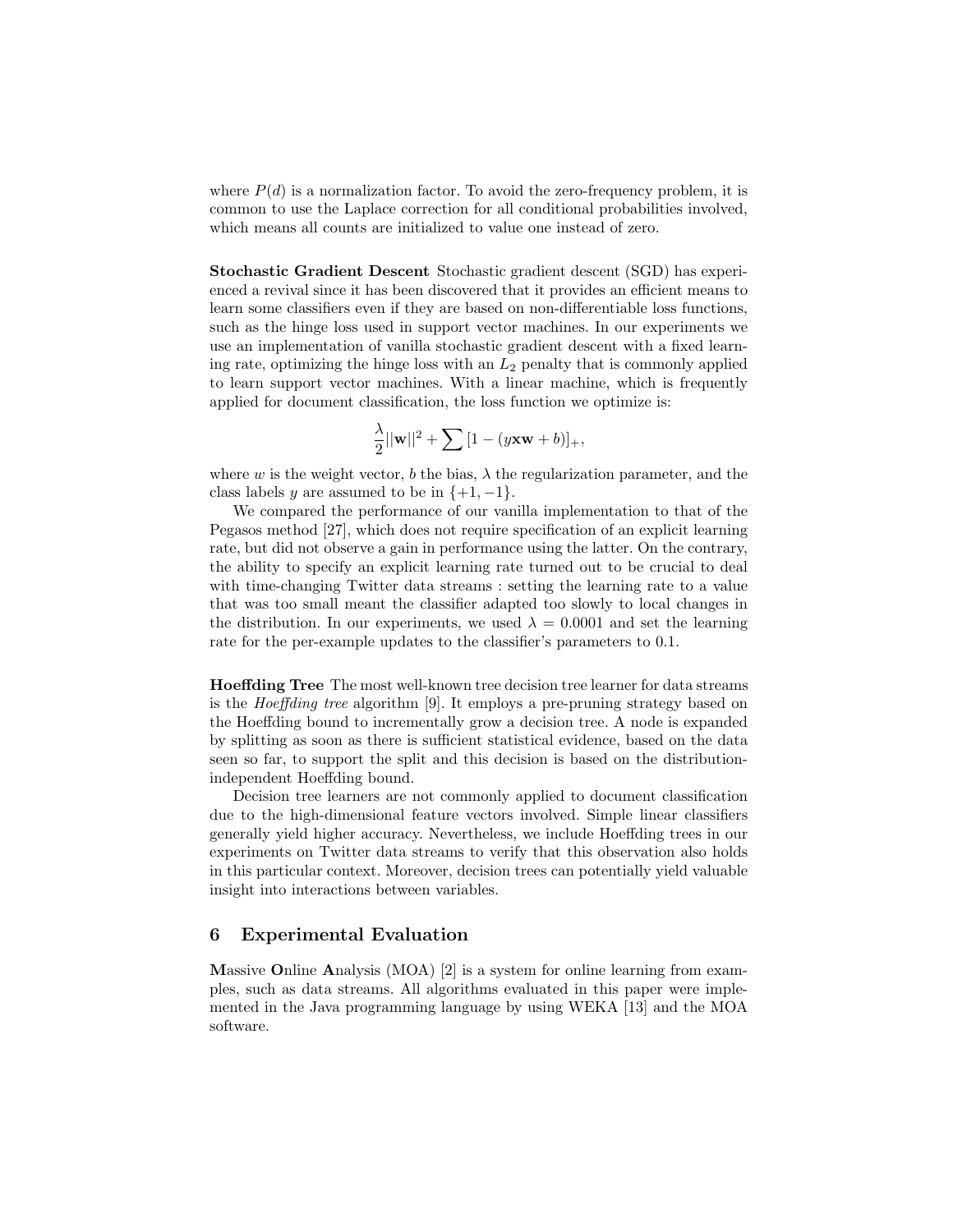where $P(d)$ is a normalization factor. To avoid the zero-frequency problem, it is common to use the Laplace correction for all conditional probabilities involved, which means all counts are initialized to value one instead of zero.

**Stochastic Gradient Descent** Stochastic gradient descent (SGD) has experienced a revival since it has been discovered that it provides an efficient means to learn some classifiers even if they are based on non-differentiable loss functions, such as the hinge loss used in support vector machines. In our experiments we use an implementation of vanilla stochastic gradient descent with a fixed learning rate, optimizing the hinge loss with an $L_2$ penalty that is commonly applied to learn support vector machines. With a linear machine, which is frequently applied for document classification, the loss function we optimize is:

$$\frac{\lambda}{2}||\mathbf{w}||^2 + \sum [1 - (y\mathbf{x}\mathbf{w} + b)]_+,$$

where $w$ is the weight vector, $b$ the bias, $\lambda$ the regularization parameter, and the class labels $y$ are assumed to be in $\{+1, -1\}$.

We compared the performance of our vanilla implementation to that of the Pegasos method [27], which does not require specification of an explicit learning rate, but did not observe a gain in performance using the latter. On the contrary, the ability to specify an explicit learning rate turned out to be crucial to deal with time-changing Twitter data streams : setting the learning rate to a value that was too small meant the classifier adapted too slowly to local changes in the distribution. In our experiments, we used $\lambda = 0.0001$ and set the learning rate for the per-example updates to the classifier's parameters to 0.1.

**Hoeffding Tree** The most well-known tree decision tree learner for data streams is the *Hoeffding tree* algorithm [9]. It employs a pre-pruning strategy based on the Hoeffding bound to incrementally grow a decision tree. A node is expanded by splitting as soon as there is sufficient statistical evidence, based on the data seen so far, to support the split and this decision is based on the distribution-independent Hoeffding bound.

Decision tree learners are not commonly applied to document classification due to the high-dimensional feature vectors involved. Simple linear classifiers generally yield higher accuracy. Nevertheless, we include Hoeffding trees in our experiments on Twitter data streams to verify that this observation also holds in this particular context. Moreover, decision trees can potentially yield valuable insight into interactions between variables.

## 6 Experimental Evaluation

**M**assive **O**nline **A**nalysis (MOA) [2] is a system for online learning from examples, such as data streams. All algorithms evaluated in this paper were implemented in the Java programming language by using WEKA [13] and the MOA software.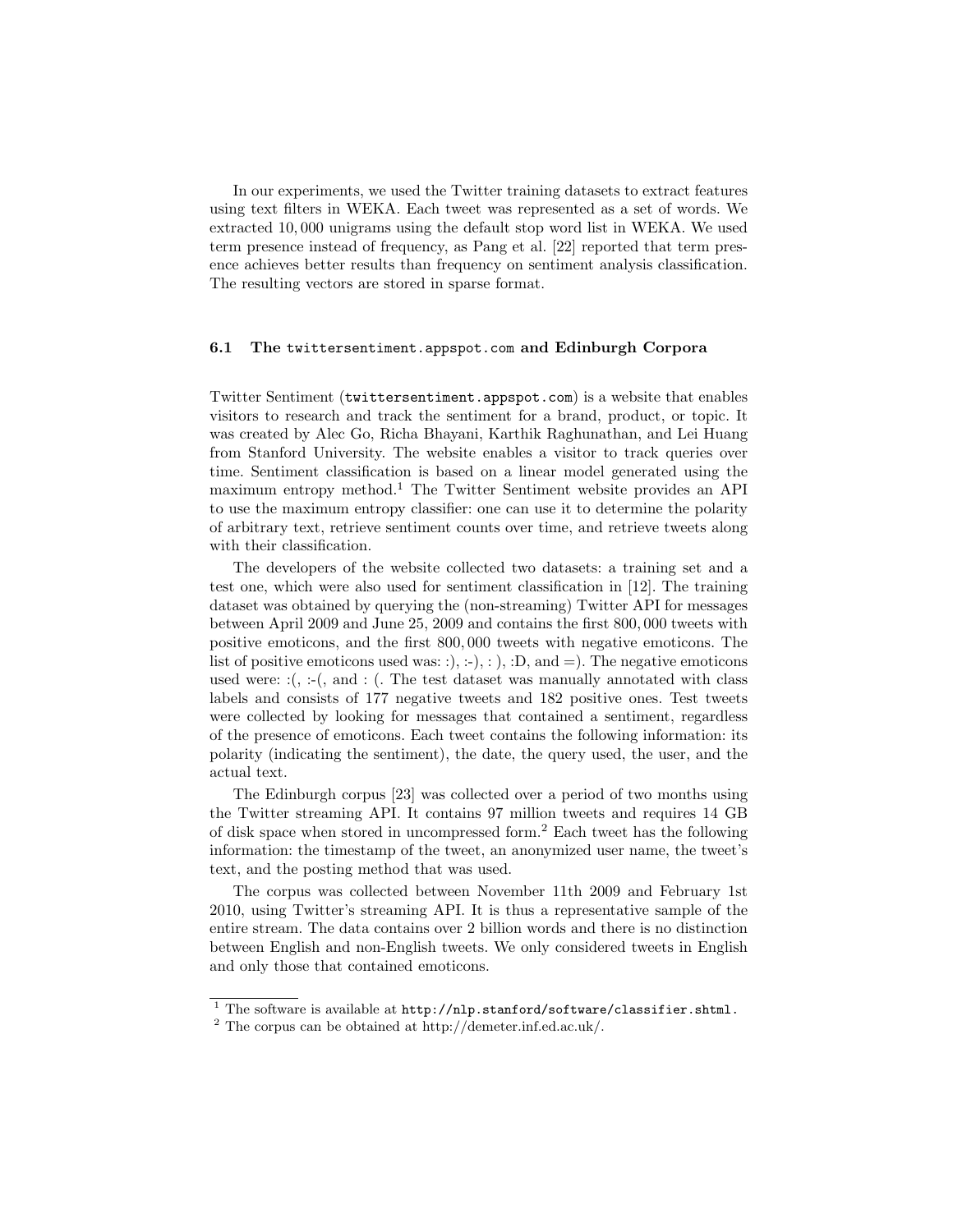In our experiments, we used the Twitter training datasets to extract features using text filters in WEKA. Each tweet was represented as a set of words. We extracted 10,000 unigrams using the default stop word list in WEKA. We used term presence instead of frequency, as Pang et al. [22] reported that term presence achieves better results than frequency on sentiment analysis classification. The resulting vectors are stored in sparse format.

### 6.1 The `twittersentiment.appspot.com` and Edinburgh Corpora

Twitter Sentiment (`twittersentiment.appspot.com`) is a website that enables visitors to research and track the sentiment for a brand, product, or topic. It was created by Alec Go, Richa Bhayani, Karthik Raghunathan, and Lei Huang from Stanford University. The website enables a visitor to track queries over time. Sentiment classification is based on a linear model generated using the maximum entropy method.[1] The Twitter Sentiment website provides an API to use the maximum entropy classifier: one can use it to determine the polarity of arbitrary text, retrieve sentiment counts over time, and retrieve tweets along with their classification.

The developers of the website collected two datasets: a training set and a test one, which were also used for sentiment classification in [12]. The training dataset was obtained by querying the (non-streaming) Twitter API for messages between April 2009 and June 25, 2009 and contains the first 800,000 tweets with positive emoticons, and the first 800,000 tweets with negative emoticons. The list of positive emoticons used was: :), :-), : ), :D, and =). The negative emoticons used were: :(, :-(, and : (. The test dataset was manually annotated with class labels and consists of 177 negative tweets and 182 positive ones. Test tweets were collected by looking for messages that contained a sentiment, regardless of the presence of emoticons. Each tweet contains the following information: its polarity (indicating the sentiment), the date, the query used, the user, and the actual text.

The Edinburgh corpus [23] was collected over a period of two months using the Twitter streaming API. It contains 97 million tweets and requires 14 GB of disk space when stored in uncompressed form.[2] Each tweet has the following information: the timestamp of the tweet, an anonymized user name, the tweet's text, and the posting method that was used.

The corpus was collected between November 11th 2009 and February 1st 2010, using Twitter's streaming API. It is thus a representative sample of the entire stream. The data contains over 2 billion words and there is no distinction between English and non-English tweets. We only considered tweets in English and only those that contained emoticons.

---

[1] The software is available at `http://nlp.stanford/software/classifier.shtml`.

[2] The corpus can be obtained at http://demeter.inf.ed.ac.uk/.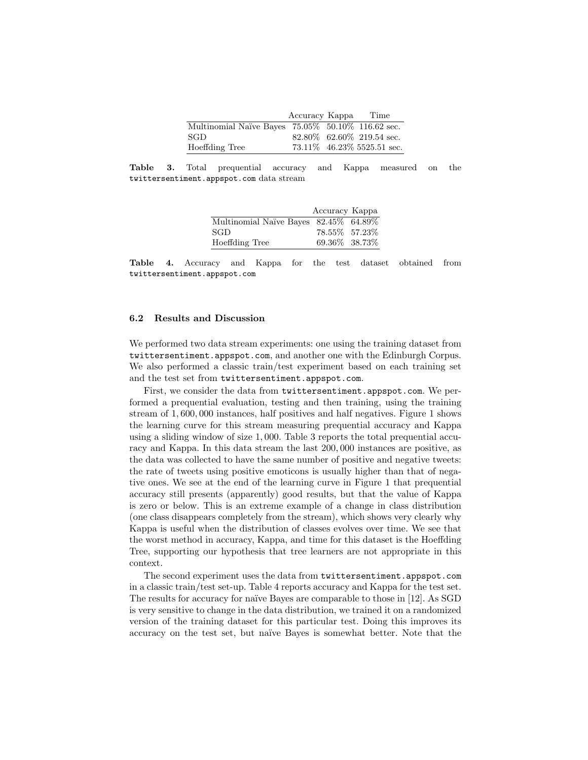| | Accuracy | Kappa | Time |
|---|---|---|---|
| Multinomial Naïve Bayes | 75.05% | 50.10% | 116.62 sec. |
| SGD | 82.80% | 62.60% | 219.54 sec. |
| Hoeffding Tree | 73.11% | 46.23% | 5525.51 sec. |

**Table 3.** Total prequential accuracy and Kappa measured on the `twittersentiment.appspot.com` data stream

| | Accuracy | Kappa |
|---|---|---|
| Multinomial Naïve Bayes | 82.45% | 64.89% |
| SGD | 78.55% | 57.23% |
| Hoeffding Tree | 69.36% | 38.73% |

**Table 4.** Accuracy and Kappa for the test dataset obtained from `twittersentiment.appspot.com`

### 6.2 Results and Discussion

We performed two data stream experiments: one using the training dataset from `twittersentiment.appspot.com`, and another one with the Edinburgh Corpus. We also performed a classic train/test experiment based on each training set and the test set from `twittersentiment.appspot.com`.

First, we consider the data from `twittersentiment.appspot.com`. We performed a prequential evaluation, testing and then training, using the training stream of 1,600,000 instances, half positives and half negatives. Figure 1 shows the learning curve for this stream measuring prequential accuracy and Kappa using a sliding window of size 1,000. Table 3 reports the total prequential accuracy and Kappa. In this data stream the last 200,000 instances are positive, as the data was collected to have the same number of positive and negative tweets: the rate of tweets using positive emoticons is usually higher than that of negative ones. We see at the end of the learning curve in Figure 1 that prequential accuracy still presents (apparently) good results, but that the value of Kappa is zero or below. This is an extreme example of a change in class distribution (one class disappears completely from the stream), which shows very clearly why Kappa is useful when the distribution of classes evolves over time. We see that the worst method in accuracy, Kappa, and time for this dataset is the Hoeffding Tree, supporting our hypothesis that tree learners are not appropriate in this context.

The second experiment uses the data from `twittersentiment.appspot.com` in a classic train/test set-up. Table 4 reports accuracy and Kappa for the test set. The results for accuracy for naïve Bayes are comparable to those in [12]. As SGD is very sensitive to change in the data distribution, we trained it on a randomized version of the training dataset for this particular test. Doing this improves its accuracy on the test set, but naïve Bayes is somewhat better. Note that the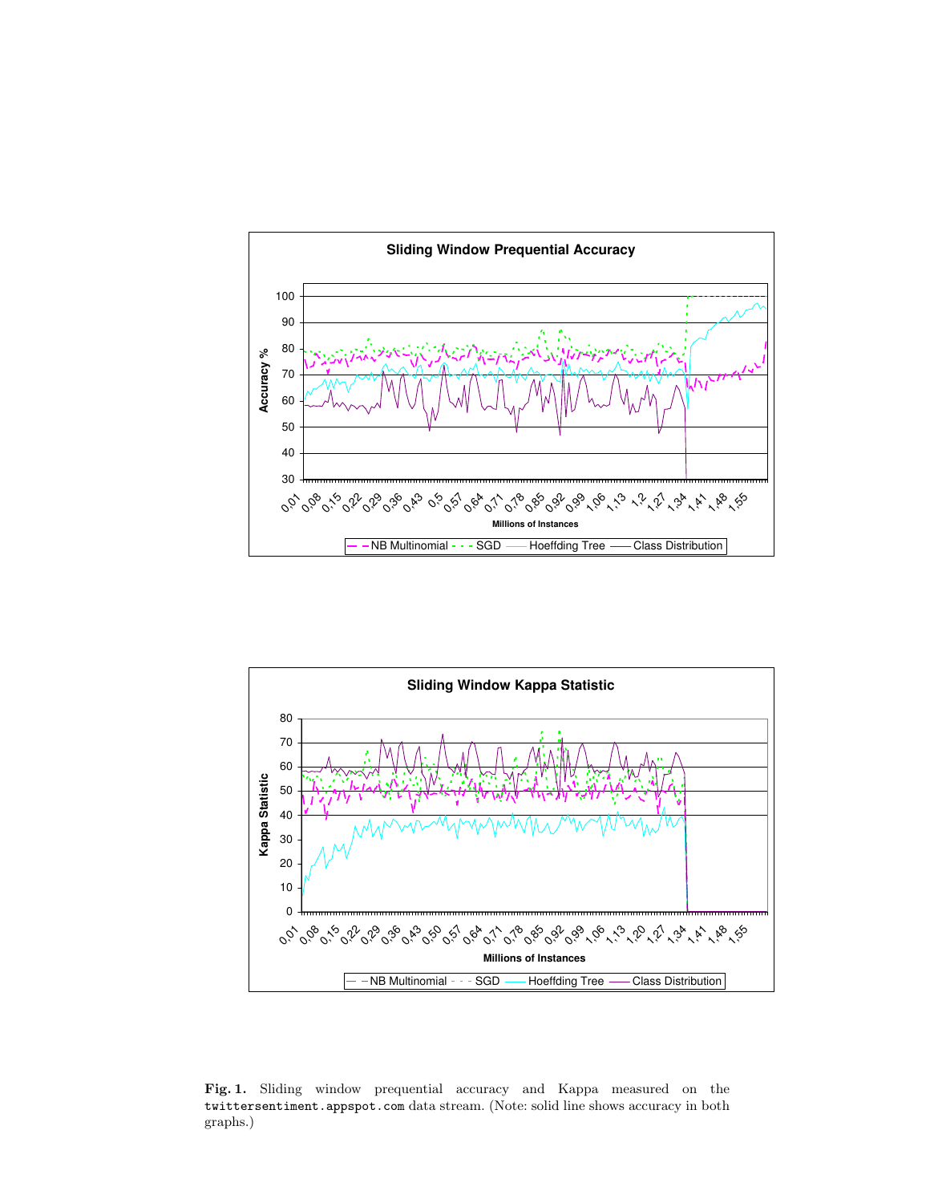**Fig. 1.** Sliding window prequential accuracy and Kappa measured on the `twittersentiment.appspot.com` data stream. (Note: solid line shows accuracy in both graphs.)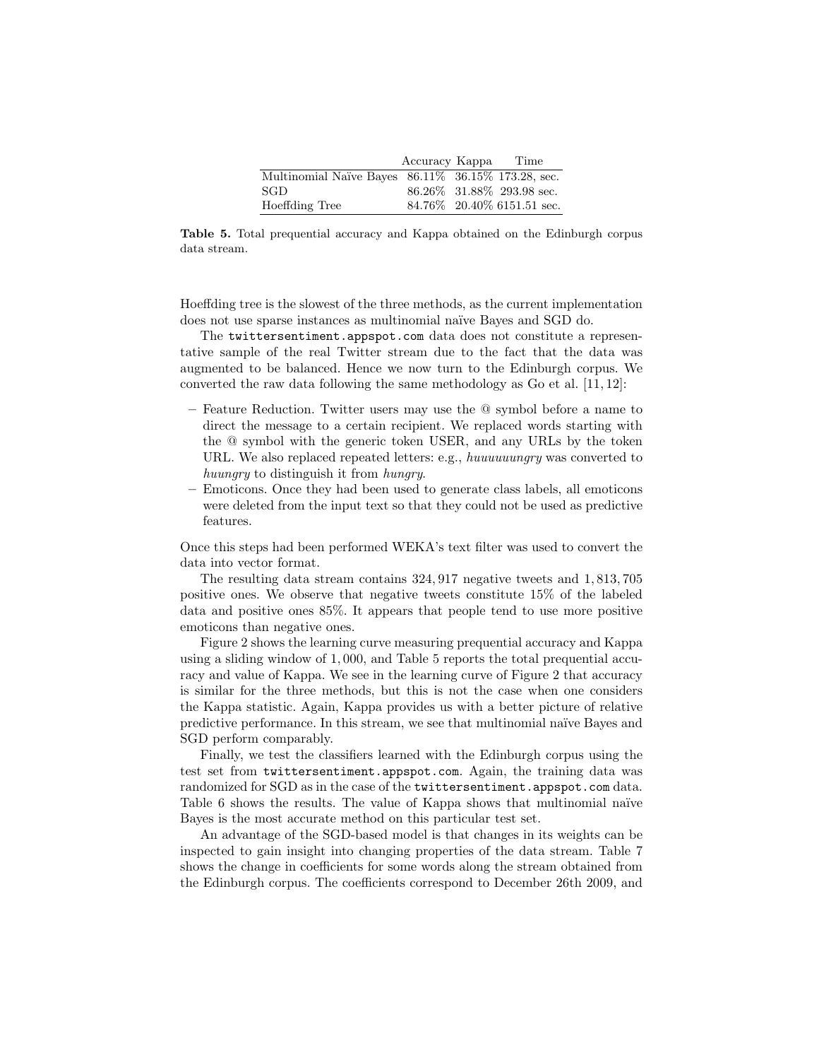| | Accuracy | Kappa | Time |
|---|---|---|---|
| Multinomial Naïve Bayes | 86.11% | 36.15% | 173.28, sec. |
| SGD | 86.26% | 31.88% | 293.98 sec. |
| Hoeffding Tree | 84.76% | 20.40% | 6151.51 sec. |

**Table 5.** Total prequential accuracy and Kappa obtained on the Edinburgh corpus data stream.

Hoeffding tree is the slowest of the three methods, as the current implementation does not use sparse instances as multinomial naïve Bayes and SGD do.

The `twittersentiment.appspot.com` data does not constitute a representative sample of the real Twitter stream due to the fact that the data was augmented to be balanced. Hence we now turn to the Edinburgh corpus. We converted the raw data following the same methodology as Go et al. [11, 12]:

– Feature Reduction. Twitter users may use the @ symbol before a name to direct the message to a certain recipient. We replaced words starting with the @ symbol with the generic token USER, and any URLs by the token URL. We also replaced repeated letters: e.g., *huuuuuungry* was converted to *huungry* to distinguish it from *hungry*.

– Emoticons. Once they had been used to generate class labels, all emoticons were deleted from the input text so that they could not be used as predictive features.

Once this steps had been performed WEKA's text filter was used to convert the data into vector format.

The resulting data stream contains 324,917 negative tweets and 1,813,705 positive ones. We observe that negative tweets constitute 15% of the labeled data and positive ones 85%. It appears that people tend to use more positive emoticons than negative ones.

Figure 2 shows the learning curve measuring prequential accuracy and Kappa using a sliding window of 1,000, and Table 5 reports the total prequential accuracy and value of Kappa. We see in the learning curve of Figure 2 that accuracy is similar for the three methods, but this is not the case when one considers the Kappa statistic. Again, Kappa provides us with a better picture of relative predictive performance. In this stream, we see that multinomial naïve Bayes and SGD perform comparably.

Finally, we test the classifiers learned with the Edinburgh corpus using the test set from `twittersentiment.appspot.com`. Again, the training data was randomized for SGD as in the case of the `twittersentiment.appspot.com` data. Table 6 shows the results. The value of Kappa shows that multinomial naïve Bayes is the most accurate method on this particular test set.

An advantage of the SGD-based model is that changes in its weights can be inspected to gain insight into changing properties of the data stream. Table 7 shows the change in coefficients for some words along the stream obtained from the Edinburgh corpus. The coefficients correspond to December 26th 2009, and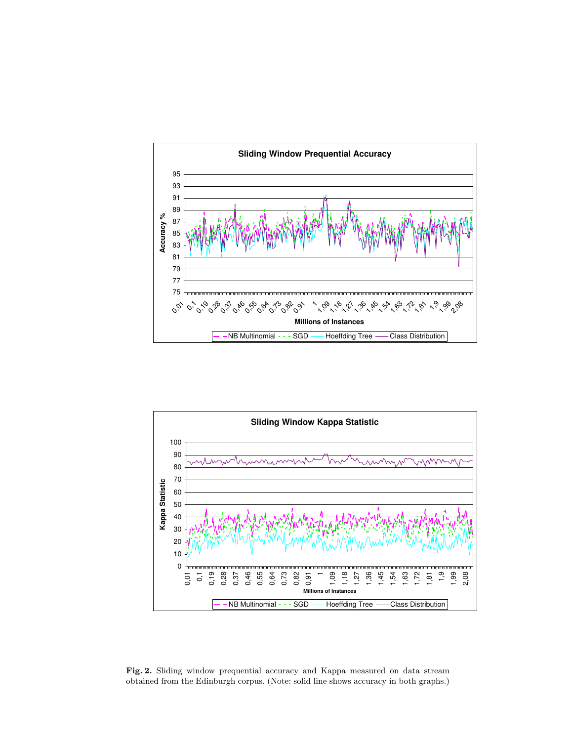**Fig. 2.** Sliding window prequential accuracy and Kappa measured on data stream obtained from the Edinburgh corpus. (Note: solid line shows accuracy in both graphs.)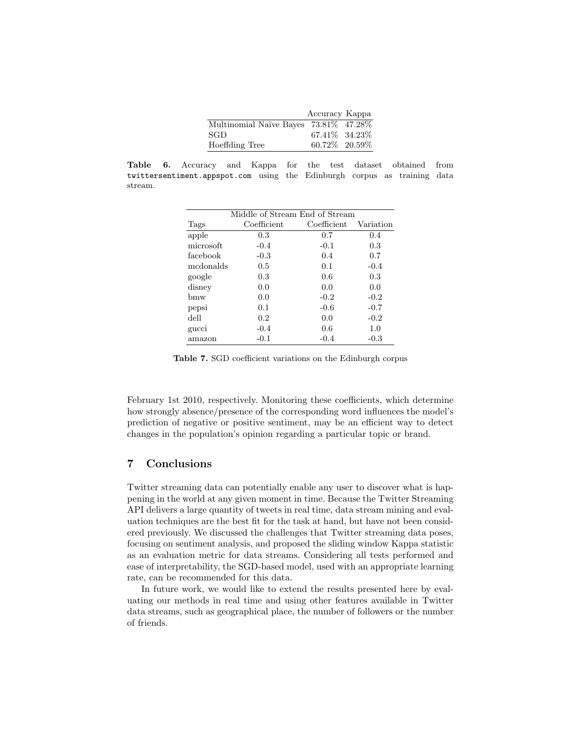| | Accuracy | Kappa |
|---|---|---|
| Multinomial Naïve Bayes | 73.81% | 47.28% |
| SGD | 67.41% | 34.23% |
| Hoeffding Tree | 60.72% | 20.59% |

**Table 6.** Accuracy and Kappa for the test dataset obtained from `twittersentiment.appspot.com` using the Edinburgh corpus as training data stream.

| | Middle of Stream | End of Stream | |
|---|---|---|---|
| Tags | Coefficient | Coefficient | Variation |
| apple | 0.3 | 0.7 | 0.4 |
| microsoft | -0.4 | -0.1 | 0.3 |
| facebook | -0.3 | 0.4 | 0.7 |
| mcdonalds | 0.5 | 0.1 | -0.4 |
| google | 0.3 | 0.6 | 0.3 |
| disney | 0.0 | 0.0 | 0.0 |
| bmw | 0.0 | -0.2 | -0.2 |
| pepsi | 0.1 | -0.6 | -0.7 |
| dell | 0.2 | 0.0 | -0.2 |
| gucci | -0.4 | 0.6 | 1.0 |
| amazon | -0.1 | -0.4 | -0.3 |

**Table 7.** SGD coefficient variations on the Edinburgh corpus

February 1st 2010, respectively. Monitoring these coefficients, which determine how strongly absence/presence of the corresponding word influences the model's prediction of negative or positive sentiment, may be an efficient way to detect changes in the population's opinion regarding a particular topic or brand.

## 7 Conclusions

Twitter streaming data can potentially enable any user to discover what is happening in the world at any given moment in time. Because the Twitter Streaming API delivers a large quantity of tweets in real time, data stream mining and evaluation techniques are the best fit for the task at hand, but have not been considered previously. We discussed the challenges that Twitter streaming data poses, focusing on sentiment analysis, and proposed the sliding window Kappa statistic as an evaluation metric for data streams. Considering all tests performed and ease of interpretability, the SGD-based model, used with an appropriate learning rate, can be recommended for this data.

In future work, we would like to extend the results presented here by evaluating our methods in real time and using other features available in Twitter data streams, such as geographical place, the number of followers or the number of friends.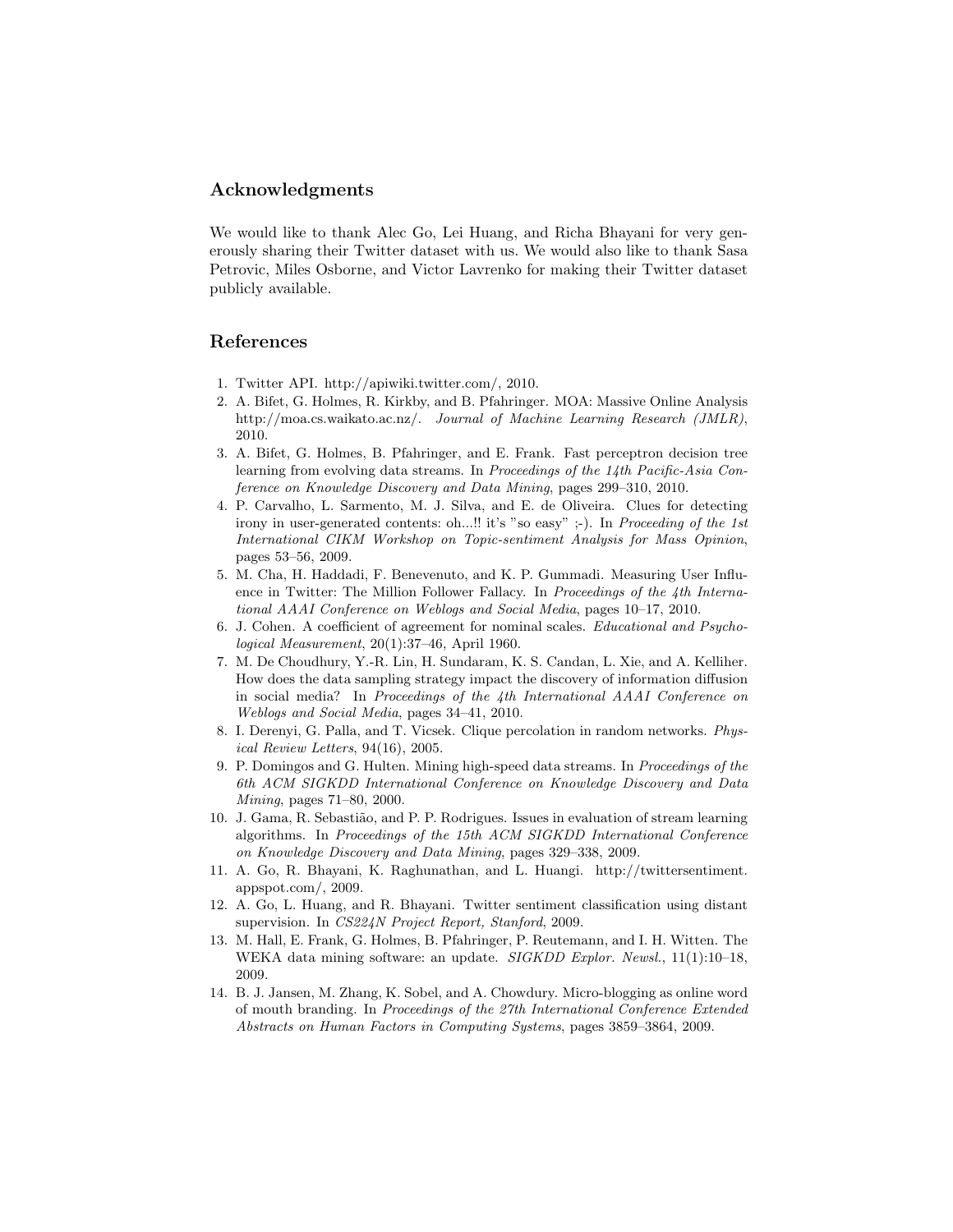## Acknowledgments

We would like to thank Alec Go, Lei Huang, and Richa Bhayani for very generously sharing their Twitter dataset with us. We would also like to thank Sasa Petrovic, Miles Osborne, and Victor Lavrenko for making their Twitter dataset publicly available.

## References

1. Twitter API. http://apiwiki.twitter.com/, 2010.
2. A. Bifet, G. Holmes, R. Kirkby, and B. Pfahringer. MOA: Massive Online Analysis http://moa.cs.waikato.ac.nz/. *Journal of Machine Learning Research (JMLR)*, 2010.
3. A. Bifet, G. Holmes, B. Pfahringer, and E. Frank. Fast perceptron decision tree learning from evolving data streams. In *Proceedings of the 14th Pacific-Asia Conference on Knowledge Discovery and Data Mining*, pages 299–310, 2010.
4. P. Carvalho, L. Sarmento, M. J. Silva, and E. de Oliveira. Clues for detecting irony in user-generated contents: oh...!! it's "so easy" ;-). In *Proceeding of the 1st International CIKM Workshop on Topic-sentiment Analysis for Mass Opinion*, pages 53–56, 2009.
5. M. Cha, H. Haddadi, F. Benevenuto, and K. P. Gummadi. Measuring User Influence in Twitter: The Million Follower Fallacy. In *Proceedings of the 4th International AAAI Conference on Weblogs and Social Media*, pages 10–17, 2010.
6. J. Cohen. A coefficient of agreement for nominal scales. *Educational and Psychological Measurement*, 20(1):37–46, April 1960.
7. M. De Choudhury, Y.-R. Lin, H. Sundaram, K. S. Candan, L. Xie, and A. Kelliher. How does the data sampling strategy impact the discovery of information diffusion in social media? In *Proceedings of the 4th International AAAI Conference on Weblogs and Social Media*, pages 34–41, 2010.
8. I. Derenyi, G. Palla, and T. Vicsek. Clique percolation in random networks. *Physical Review Letters*, 94(16), 2005.
9. P. Domingos and G. Hulten. Mining high-speed data streams. In *Proceedings of the 6th ACM SIGKDD International Conference on Knowledge Discovery and Data Mining*, pages 71–80, 2000.
10. J. Gama, R. Sebastião, and P. P. Rodrigues. Issues in evaluation of stream learning algorithms. In *Proceedings of the 15th ACM SIGKDD International Conference on Knowledge Discovery and Data Mining*, pages 329–338, 2009.
11. A. Go, R. Bhayani, K. Raghunathan, and L. Huangi. http://twittersentiment.appspot.com/, 2009.
12. A. Go, L. Huang, and R. Bhayani. Twitter sentiment classification using distant supervision. In *CS224N Project Report, Stanford*, 2009.
13. M. Hall, E. Frank, G. Holmes, B. Pfahringer, P. Reutemann, and I. H. Witten. The WEKA data mining software: an update. *SIGKDD Explor. Newsl.*, 11(1):10–18, 2009.
14. B. J. Jansen, M. Zhang, K. Sobel, and A. Chowdury. Micro-blogging as online word of mouth branding. In *Proceedings of the 27th International Conference Extended Abstracts on Human Factors in Computing Systems*, pages 3859–3864, 2009.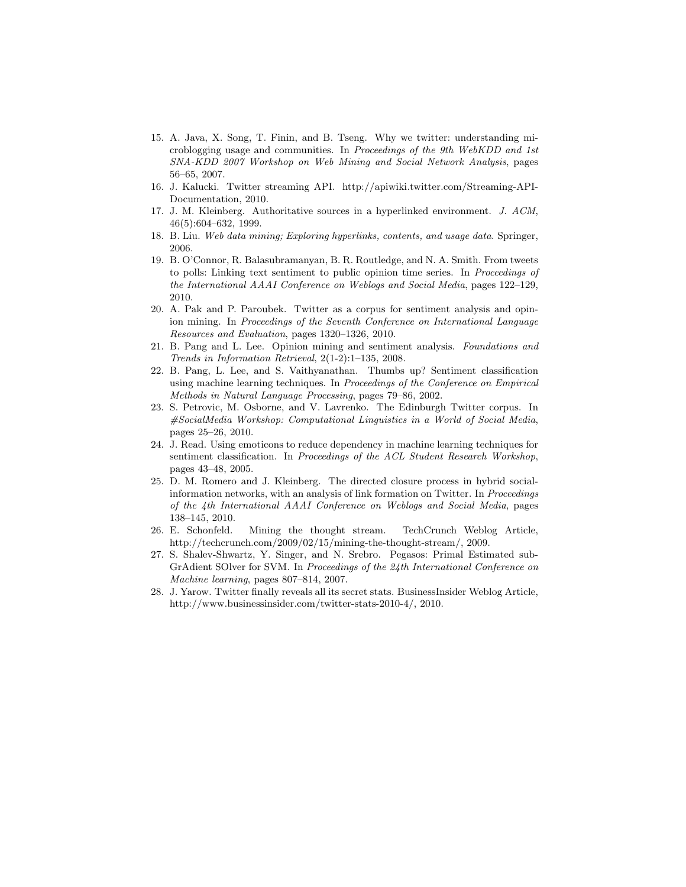15. A. Java, X. Song, T. Finin, and B. Tseng. Why we twitter: understanding microblogging usage and communities. In *Proceedings of the 9th WebKDD and 1st SNA-KDD 2007 Workshop on Web Mining and Social Network Analysis*, pages 56–65, 2007.
16. J. Kalucki. Twitter streaming API. http://apiwiki.twitter.com/Streaming-API-Documentation, 2010.
17. J. M. Kleinberg. Authoritative sources in a hyperlinked environment. *J. ACM*, 46(5):604–632, 1999.
18. B. Liu. *Web data mining; Exploring hyperlinks, contents, and usage data*. Springer, 2006.
19. B. O'Connor, R. Balasubramanyan, B. R. Routledge, and N. A. Smith. From tweets to polls: Linking text sentiment to public opinion time series. In *Proceedings of the International AAAI Conference on Weblogs and Social Media*, pages 122–129, 2010.
20. A. Pak and P. Paroubek. Twitter as a corpus for sentiment analysis and opinion mining. In *Proceedings of the Seventh Conference on International Language Resources and Evaluation*, pages 1320–1326, 2010.
21. B. Pang and L. Lee. Opinion mining and sentiment analysis. *Foundations and Trends in Information Retrieval*, 2(1-2):1–135, 2008.
22. B. Pang, L. Lee, and S. Vaithyanathan. Thumbs up? Sentiment classification using machine learning techniques. In *Proceedings of the Conference on Empirical Methods in Natural Language Processing*, pages 79–86, 2002.
23. S. Petrovic, M. Osborne, and V. Lavrenko. The Edinburgh Twitter corpus. In *#SocialMedia Workshop: Computational Linguistics in a World of Social Media*, pages 25–26, 2010.
24. J. Read. Using emoticons to reduce dependency in machine learning techniques for sentiment classification. In *Proceedings of the ACL Student Research Workshop*, pages 43–48, 2005.
25. D. M. Romero and J. Kleinberg. The directed closure process in hybrid social-information networks, with an analysis of link formation on Twitter. In *Proceedings of the 4th International AAAI Conference on Weblogs and Social Media*, pages 138–145, 2010.
26. E. Schonfeld. Mining the thought stream. TechCrunch Weblog Article, http://techcrunch.com/2009/02/15/mining-the-thought-stream/, 2009.
27. S. Shalev-Shwartz, Y. Singer, and N. Srebro. Pegasos: Primal Estimated sub-GrAdient SOlver for SVM. In *Proceedings of the 24th International Conference on Machine learning*, pages 807–814, 2007.
28. J. Yarow. Twitter finally reveals all its secret stats. BusinessInsider Weblog Article, http://www.businessinsider.com/twitter-stats-2010-4/, 2010.